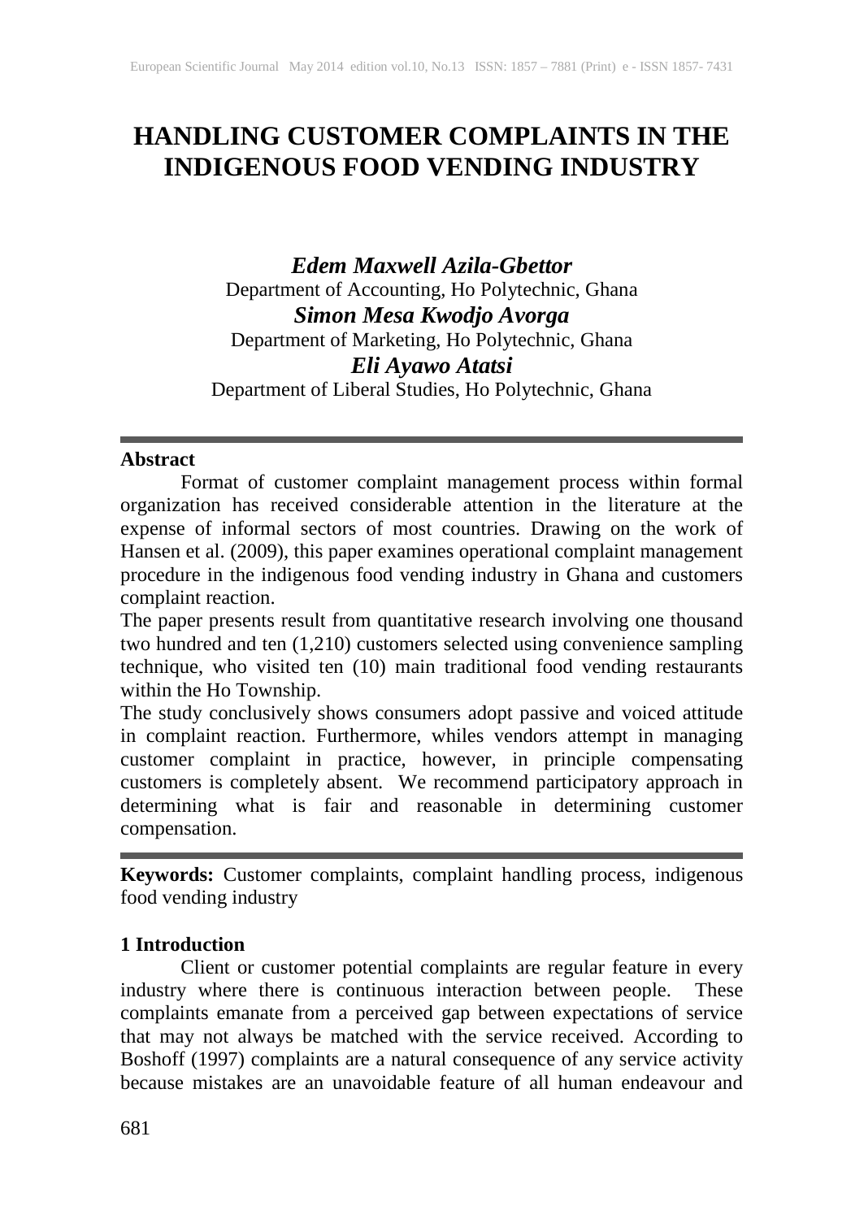# HANDLING CUSTOMER COMPLAINTS IN THE INDIGENOUS FOOD VENDING INDUSTRY

***Edem Maxwell Azila-Gbettor***
Department of Accounting, Ho Polytechnic, Ghana

***Simon Mesa Kwodjo Avorga***
Department of Marketing, Ho Polytechnic, Ghana

***Eli Ayawo Atatsi***
Department of Liberal Studies, Ho Polytechnic, Ghana

---

**Abstract**

Format of customer complaint management process within formal organization has received considerable attention in the literature at the expense of informal sectors of most countries. Drawing on the work of Hansen et al. (2009), this paper examines operational complaint management procedure in the indigenous food vending industry in Ghana and customers complaint reaction.

The paper presents result from quantitative research involving one thousand two hundred and ten (1,210) customers selected using convenience sampling technique, who visited ten (10) main traditional food vending restaurants within the Ho Township.

The study conclusively shows consumers adopt passive and voiced attitude in complaint reaction. Furthermore, whiles vendors attempt in managing customer complaint in practice, however, in principle compensating customers is completely absent. We recommend participatory approach in determining what is fair and reasonable in determining customer compensation.

---

**Keywords:** Customer complaints, complaint handling process, indigenous food vending industry

## 1 Introduction

Client or customer potential complaints are regular feature in every industry where there is continuous interaction between people. These complaints emanate from a perceived gap between expectations of service that may not always be matched with the service received. According to Boshoff (1997) complaints are a natural consequence of any service activity because mistakes are an unavoidable feature of all human endeavour and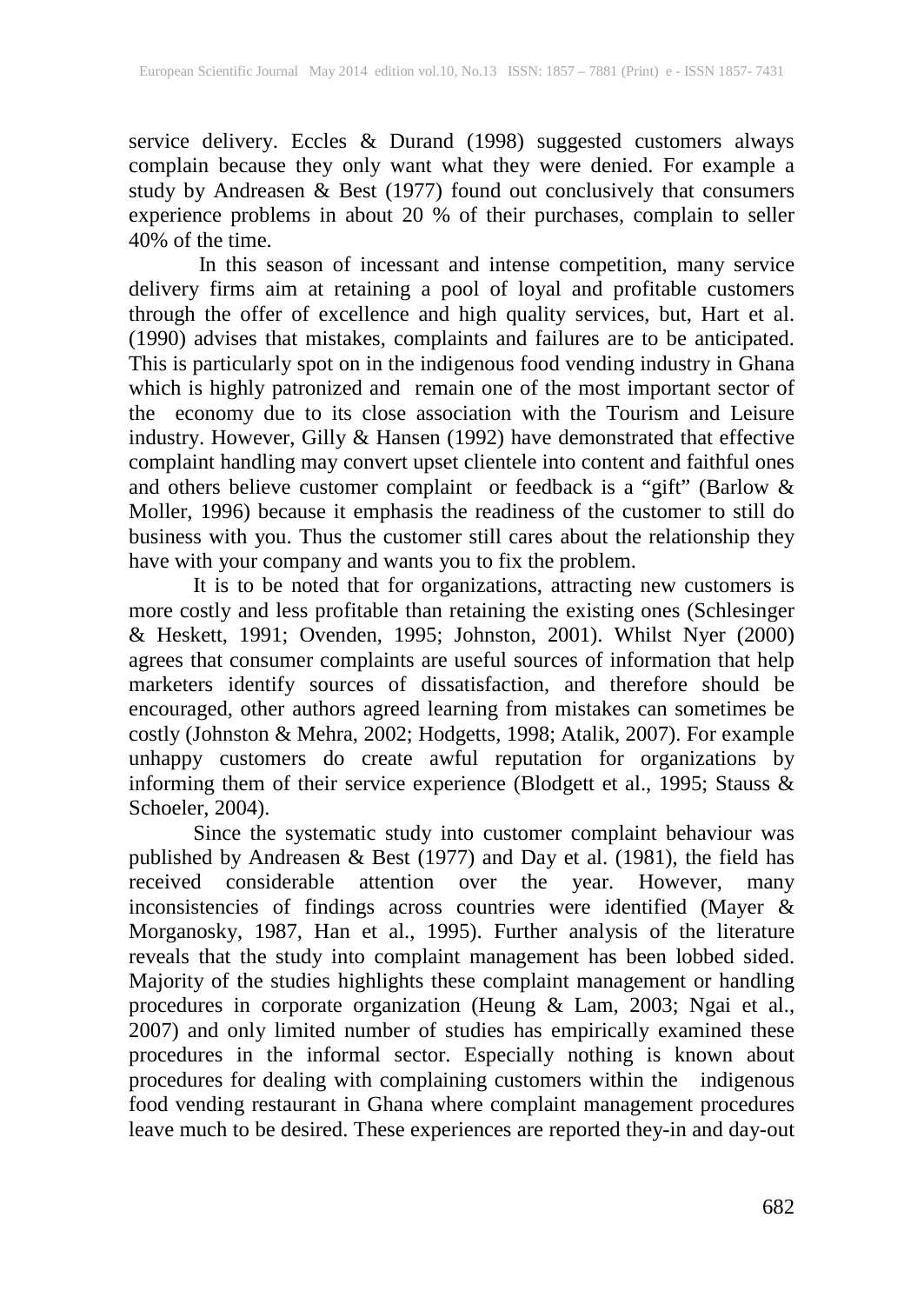service delivery. Eccles & Durand (1998) suggested customers always complain because they only want what they were denied. For example a study by Andreasen & Best (1977) found out conclusively that consumers experience problems in about 20 % of their purchases, complain to seller 40% of the time.

In this season of incessant and intense competition, many service delivery firms aim at retaining a pool of loyal and profitable customers through the offer of excellence and high quality services, but, Hart et al. (1990) advises that mistakes, complaints and failures are to be anticipated. This is particularly spot on in the indigenous food vending industry in Ghana which is highly patronized and remain one of the most important sector of the economy due to its close association with the Tourism and Leisure industry. However, Gilly & Hansen (1992) have demonstrated that effective complaint handling may convert upset clientele into content and faithful ones and others believe customer complaint or feedback is a "gift" (Barlow & Moller, 1996) because it emphasis the readiness of the customer to still do business with you. Thus the customer still cares about the relationship they have with your company and wants you to fix the problem.

It is to be noted that for organizations, attracting new customers is more costly and less profitable than retaining the existing ones (Schlesinger & Heskett, 1991; Ovenden, 1995; Johnston, 2001). Whilst Nyer (2000) agrees that consumer complaints are useful sources of information that help marketers identify sources of dissatisfaction, and therefore should be encouraged, other authors agreed learning from mistakes can sometimes be costly (Johnston & Mehra, 2002; Hodgetts, 1998; Atalik, 2007). For example unhappy customers do create awful reputation for organizations by informing them of their service experience (Blodgett et al., 1995; Stauss & Schoeler, 2004).

Since the systematic study into customer complaint behaviour was published by Andreasen & Best (1977) and Day et al. (1981), the field has received considerable attention over the year. However, many inconsistencies of findings across countries were identified (Mayer & Morganosky, 1987, Han et al., 1995). Further analysis of the literature reveals that the study into complaint management has been lobbed sided. Majority of the studies highlights these complaint management or handling procedures in corporate organization (Heung & Lam, 2003; Ngai et al., 2007) and only limited number of studies has empirically examined these procedures in the informal sector. Especially nothing is known about procedures for dealing with complaining customers within the indigenous food vending restaurant in Ghana where complaint management procedures leave much to be desired. These experiences are reported they-in and day-out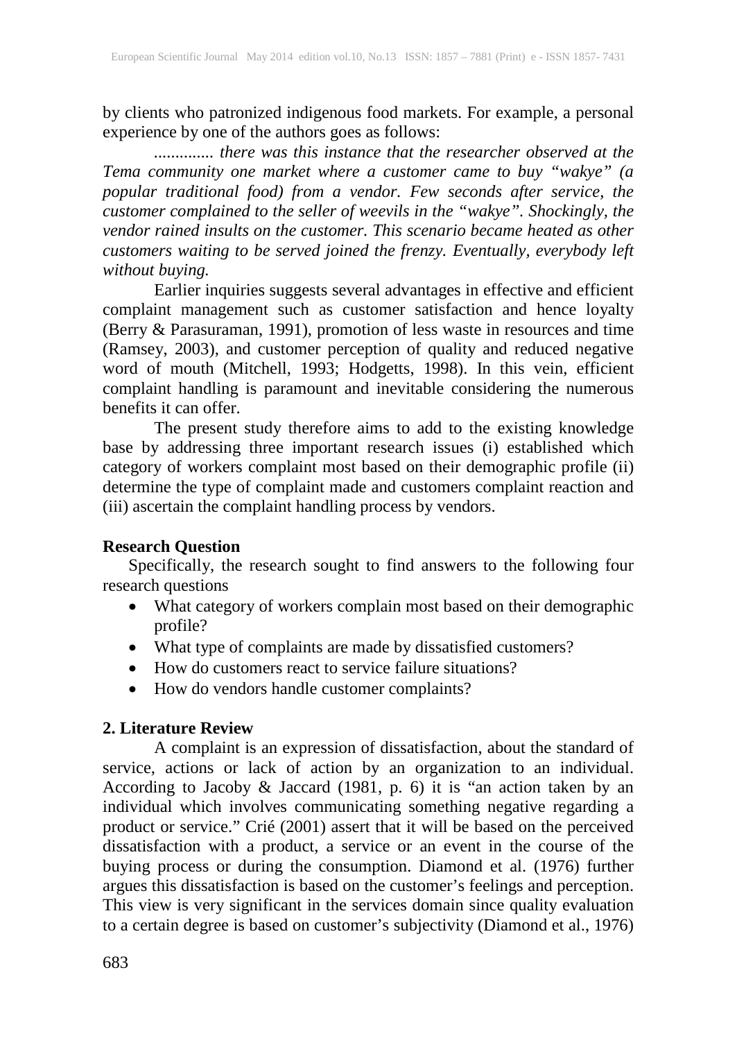by clients who patronized indigenous food markets. For example, a personal experience by one of the authors goes as follows:

*............. there was this instance that the researcher observed at the Tema community one market where a customer came to buy "wakye" (a popular traditional food) from a vendor. Few seconds after service, the customer complained to the seller of weevils in the "wakye". Shockingly, the vendor rained insults on the customer. This scenario became heated as other customers waiting to be served joined the frenzy. Eventually, everybody left without buying.*

Earlier inquiries suggests several advantages in effective and efficient complaint management such as customer satisfaction and hence loyalty (Berry & Parasuraman, 1991), promotion of less waste in resources and time (Ramsey, 2003), and customer perception of quality and reduced negative word of mouth (Mitchell, 1993; Hodgetts, 1998). In this vein, efficient complaint handling is paramount and inevitable considering the numerous benefits it can offer.

The present study therefore aims to add to the existing knowledge base by addressing three important research issues (i) established which category of workers complaint most based on their demographic profile (ii) determine the type of complaint made and customers complaint reaction and (iii) ascertain the complaint handling process by vendors.

**Research Question**

Specifically, the research sought to find answers to the following four research questions

- What category of workers complain most based on their demographic profile?
- What type of complaints are made by dissatisfied customers?
- How do customers react to service failure situations?
- How do vendors handle customer complaints?

## 2. Literature Review

A complaint is an expression of dissatisfaction, about the standard of service, actions or lack of action by an organization to an individual. According to Jacoby & Jaccard (1981, p. 6) it is "an action taken by an individual which involves communicating something negative regarding a product or service." Crié (2001) assert that it will be based on the perceived dissatisfaction with a product, a service or an event in the course of the buying process or during the consumption. Diamond et al. (1976) further argues this dissatisfaction is based on the customer's feelings and perception. This view is very significant in the services domain since quality evaluation to a certain degree is based on customer's subjectivity (Diamond et al., 1976)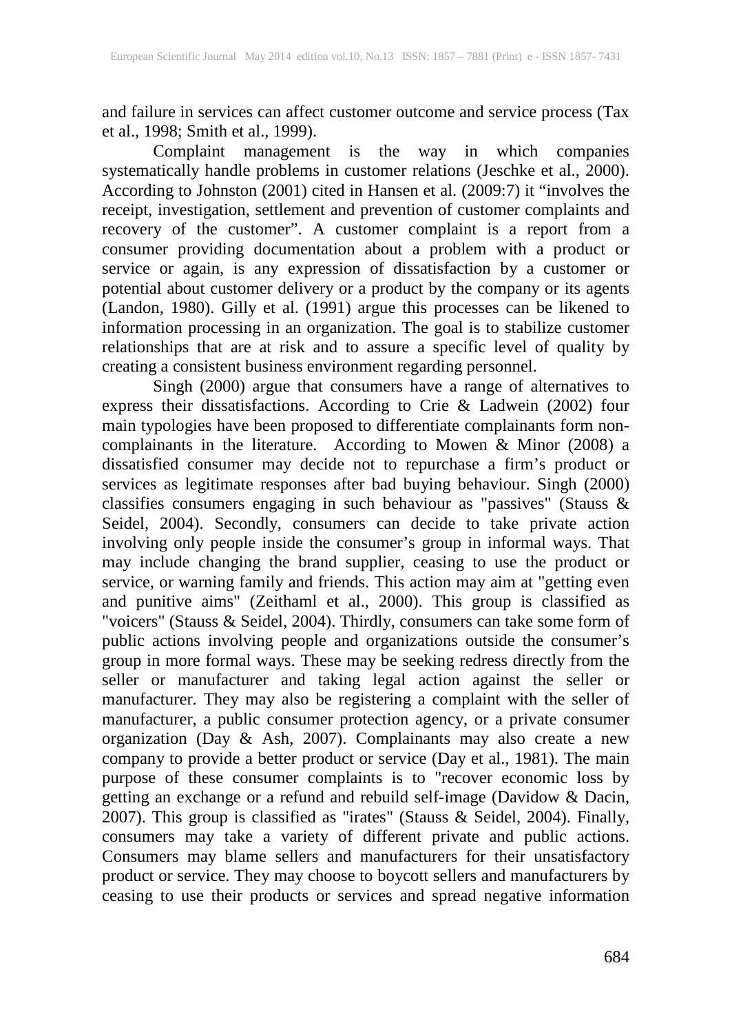and failure in services can affect customer outcome and service process (Tax et al., 1998; Smith et al., 1999).

Complaint management is the way in which companies systematically handle problems in customer relations (Jeschke et al., 2000). According to Johnston (2001) cited in Hansen et al. (2009:7) it "involves the receipt, investigation, settlement and prevention of customer complaints and recovery of the customer". A customer complaint is a report from a consumer providing documentation about a problem with a product or service or again, is any expression of dissatisfaction by a customer or potential about customer delivery or a product by the company or its agents (Landon, 1980). Gilly et al. (1991) argue this processes can be likened to information processing in an organization. The goal is to stabilize customer relationships that are at risk and to assure a specific level of quality by creating a consistent business environment regarding personnel.

Singh (2000) argue that consumers have a range of alternatives to express their dissatisfactions. According to Crie & Ladwein (2002) four main typologies have been proposed to differentiate complainants form non-complainants in the literature. According to Mowen & Minor (2008) a dissatisfied consumer may decide not to repurchase a firm's product or services as legitimate responses after bad buying behaviour. Singh (2000) classifies consumers engaging in such behaviour as "passives" (Stauss & Seidel, 2004). Secondly, consumers can decide to take private action involving only people inside the consumer's group in informal ways. That may include changing the brand supplier, ceasing to use the product or service, or warning family and friends. This action may aim at "getting even and punitive aims" (Zeithaml et al., 2000). This group is classified as "voicers" (Stauss & Seidel, 2004). Thirdly, consumers can take some form of public actions involving people and organizations outside the consumer's group in more formal ways. These may be seeking redress directly from the seller or manufacturer and taking legal action against the seller or manufacturer. They may also be registering a complaint with the seller of manufacturer, a public consumer protection agency, or a private consumer organization (Day & Ash, 2007). Complainants may also create a new company to provide a better product or service (Day et al., 1981). The main purpose of these consumer complaints is to "recover economic loss by getting an exchange or a refund and rebuild self-image (Davidow & Dacin, 2007). This group is classified as "irates" (Stauss & Seidel, 2004). Finally, consumers may take a variety of different private and public actions. Consumers may blame sellers and manufacturers for their unsatisfactory product or service. They may choose to boycott sellers and manufacturers by ceasing to use their products or services and spread negative information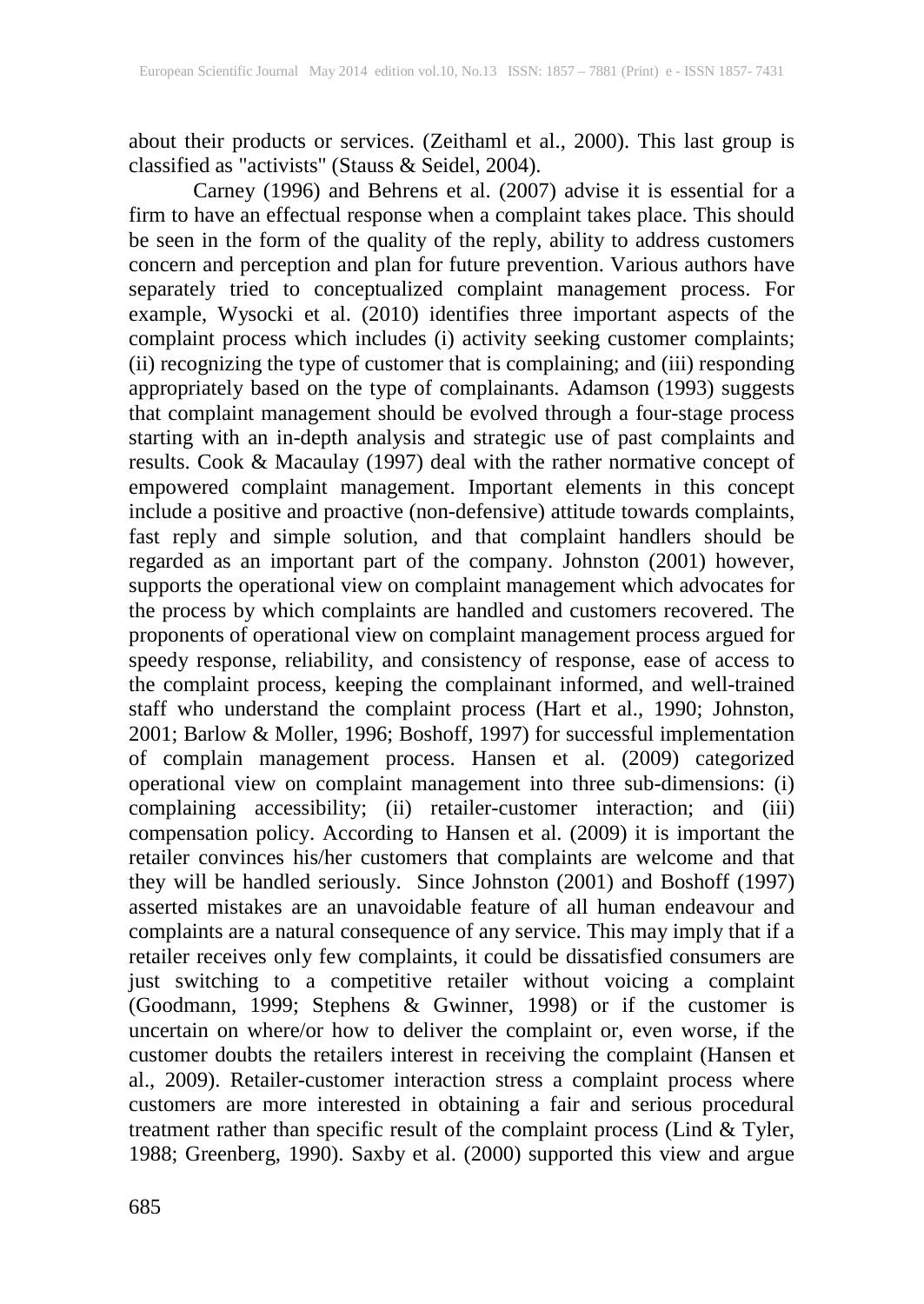about their products or services. (Zeithaml et al., 2000). This last group is classified as "activists" (Stauss & Seidel, 2004).

Carney (1996) and Behrens et al. (2007) advise it is essential for a firm to have an effectual response when a complaint takes place. This should be seen in the form of the quality of the reply, ability to address customers concern and perception and plan for future prevention. Various authors have separately tried to conceptualized complaint management process. For example, Wysocki et al. (2010) identifies three important aspects of the complaint process which includes (i) activity seeking customer complaints; (ii) recognizing the type of customer that is complaining; and (iii) responding appropriately based on the type of complainants. Adamson (1993) suggests that complaint management should be evolved through a four-stage process starting with an in-depth analysis and strategic use of past complaints and results. Cook & Macaulay (1997) deal with the rather normative concept of empowered complaint management. Important elements in this concept include a positive and proactive (non-defensive) attitude towards complaints, fast reply and simple solution, and that complaint handlers should be regarded as an important part of the company. Johnston (2001) however, supports the operational view on complaint management which advocates for the process by which complaints are handled and customers recovered. The proponents of operational view on complaint management process argued for speedy response, reliability, and consistency of response, ease of access to the complaint process, keeping the complainant informed, and well-trained staff who understand the complaint process (Hart et al., 1990; Johnston, 2001; Barlow & Moller, 1996; Boshoff, 1997) for successful implementation of complain management process. Hansen et al. (2009) categorized operational view on complaint management into three sub-dimensions: (i) complaining accessibility; (ii) retailer-customer interaction; and (iii) compensation policy. According to Hansen et al. (2009) it is important the retailer convinces his/her customers that complaints are welcome and that they will be handled seriously. Since Johnston (2001) and Boshoff (1997) asserted mistakes are an unavoidable feature of all human endeavour and complaints are a natural consequence of any service. This may imply that if a retailer receives only few complaints, it could be dissatisfied consumers are just switching to a competitive retailer without voicing a complaint (Goodmann, 1999; Stephens & Gwinner, 1998) or if the customer is uncertain on where/or how to deliver the complaint or, even worse, if the customer doubts the retailers interest in receiving the complaint (Hansen et al., 2009). Retailer-customer interaction stress a complaint process where customers are more interested in obtaining a fair and serious procedural treatment rather than specific result of the complaint process (Lind & Tyler, 1988; Greenberg, 1990). Saxby et al. (2000) supported this view and argue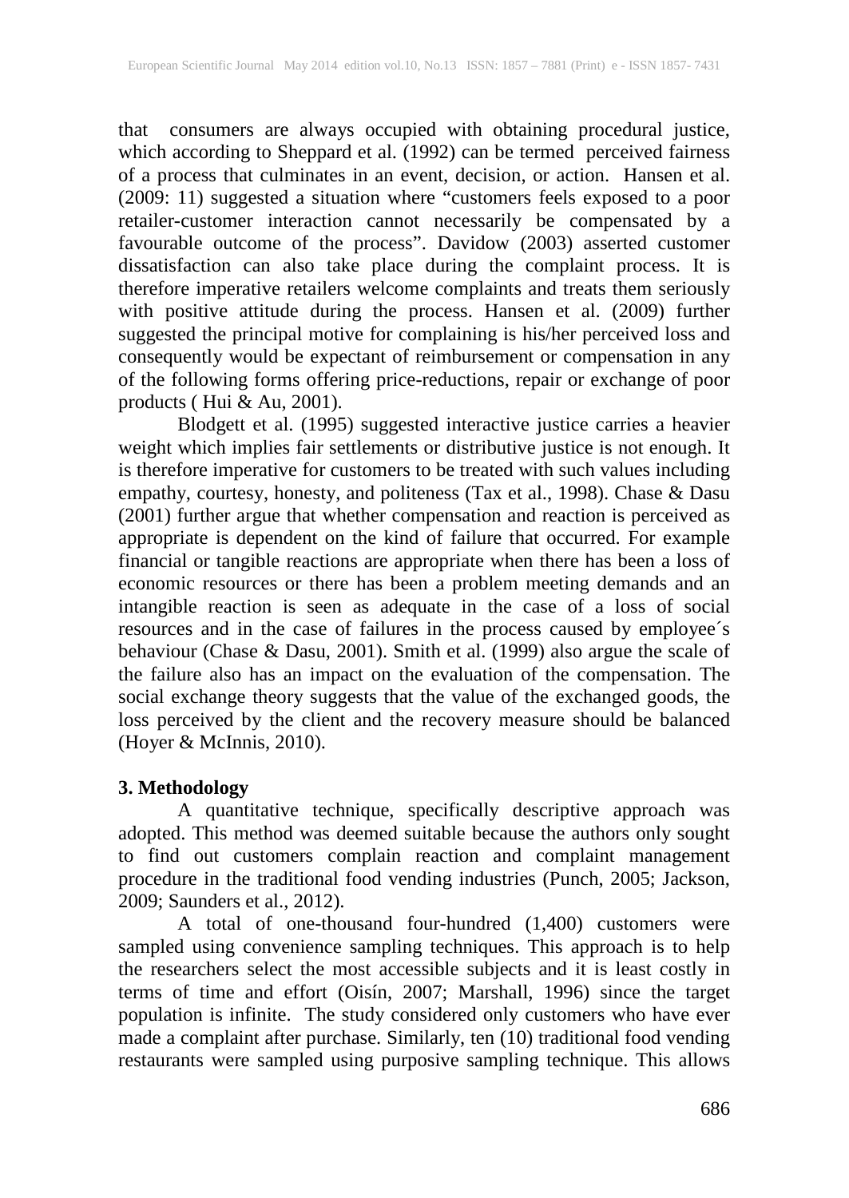that consumers are always occupied with obtaining procedural justice, which according to Sheppard et al. (1992) can be termed perceived fairness of a process that culminates in an event, decision, or action. Hansen et al. (2009: 11) suggested a situation where "customers feels exposed to a poor retailer-customer interaction cannot necessarily be compensated by a favourable outcome of the process". Davidow (2003) asserted customer dissatisfaction can also take place during the complaint process. It is therefore imperative retailers welcome complaints and treats them seriously with positive attitude during the process. Hansen et al. (2009) further suggested the principal motive for complaining is his/her perceived loss and consequently would be expectant of reimbursement or compensation in any of the following forms offering price-reductions, repair or exchange of poor products ( Hui & Au, 2001).

Blodgett et al. (1995) suggested interactive justice carries a heavier weight which implies fair settlements or distributive justice is not enough. It is therefore imperative for customers to be treated with such values including empathy, courtesy, honesty, and politeness (Tax et al., 1998). Chase & Dasu (2001) further argue that whether compensation and reaction is perceived as appropriate is dependent on the kind of failure that occurred. For example financial or tangible reactions are appropriate when there has been a loss of economic resources or there has been a problem meeting demands and an intangible reaction is seen as adequate in the case of a loss of social resources and in the case of failures in the process caused by employee´s behaviour (Chase & Dasu, 2001). Smith et al. (1999) also argue the scale of the failure also has an impact on the evaluation of the compensation. The social exchange theory suggests that the value of the exchanged goods, the loss perceived by the client and the recovery measure should be balanced (Hoyer & McInnis, 2010).

## 3. Methodology

A quantitative technique, specifically descriptive approach was adopted. This method was deemed suitable because the authors only sought to find out customers complain reaction and complaint management procedure in the traditional food vending industries (Punch, 2005; Jackson, 2009; Saunders et al., 2012).

A total of one-thousand four-hundred (1,400) customers were sampled using convenience sampling techniques. This approach is to help the researchers select the most accessible subjects and it is least costly in terms of time and effort (Oisín, 2007; Marshall, 1996) since the target population is infinite. The study considered only customers who have ever made a complaint after purchase. Similarly, ten (10) traditional food vending restaurants were sampled using purposive sampling technique. This allows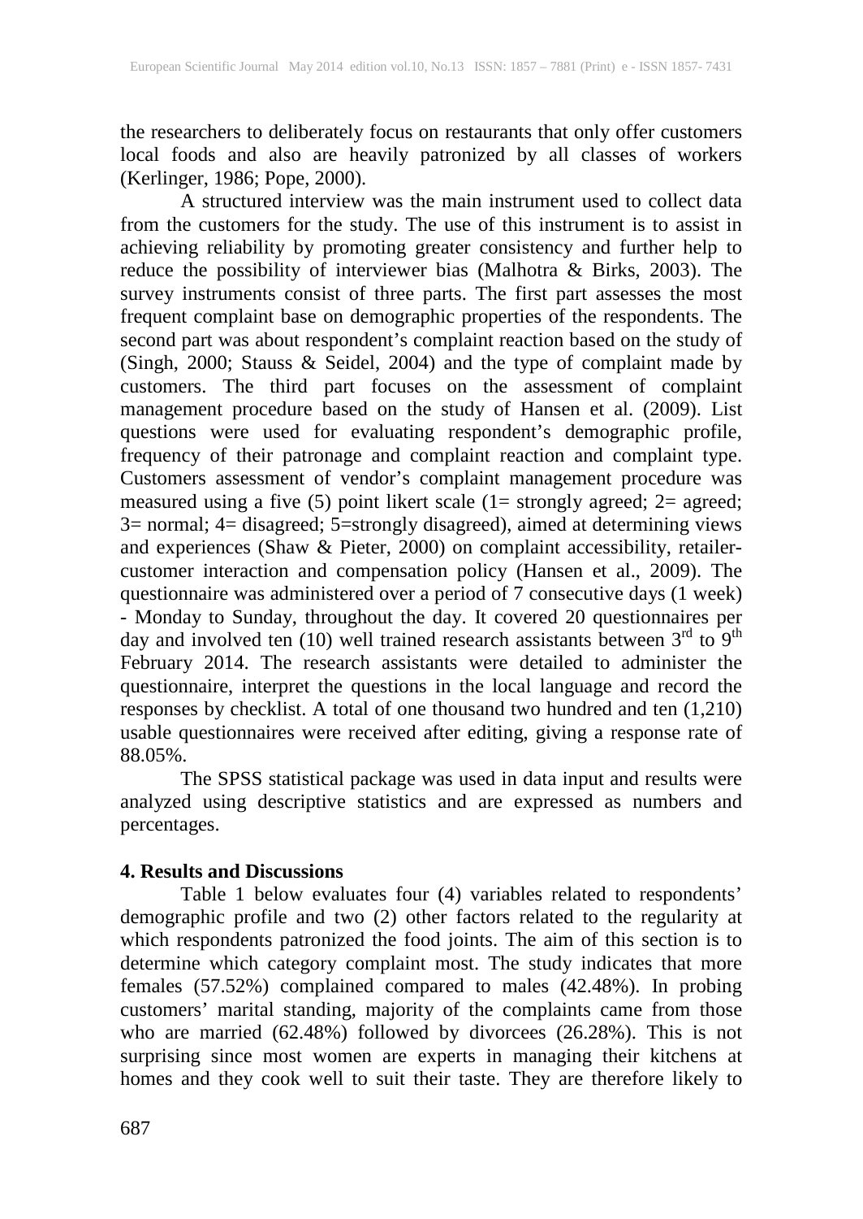the researchers to deliberately focus on restaurants that only offer customers local foods and also are heavily patronized by all classes of workers (Kerlinger, 1986; Pope, 2000).

A structured interview was the main instrument used to collect data from the customers for the study. The use of this instrument is to assist in achieving reliability by promoting greater consistency and further help to reduce the possibility of interviewer bias (Malhotra & Birks, 2003). The survey instruments consist of three parts. The first part assesses the most frequent complaint base on demographic properties of the respondents. The second part was about respondent's complaint reaction based on the study of (Singh, 2000; Stauss & Seidel, 2004) and the type of complaint made by customers. The third part focuses on the assessment of complaint management procedure based on the study of Hansen et al. (2009). List questions were used for evaluating respondent's demographic profile, frequency of their patronage and complaint reaction and complaint type. Customers assessment of vendor's complaint management procedure was measured using a five (5) point likert scale (1= strongly agreed; 2= agreed; 3= normal; 4= disagreed; 5=strongly disagreed), aimed at determining views and experiences (Shaw & Pieter, 2000) on complaint accessibility, retailer-customer interaction and compensation policy (Hansen et al., 2009). The questionnaire was administered over a period of 7 consecutive days (1 week) - Monday to Sunday, throughout the day. It covered 20 questionnaires per day and involved ten (10) well trained research assistants between 3rd to 9th February 2014. The research assistants were detailed to administer the questionnaire, interpret the questions in the local language and record the responses by checklist. A total of one thousand two hundred and ten (1,210) usable questionnaires were received after editing, giving a response rate of 88.05%.

The SPSS statistical package was used in data input and results were analyzed using descriptive statistics and are expressed as numbers and percentages.

## 4. Results and Discussions

Table 1 below evaluates four (4) variables related to respondents' demographic profile and two (2) other factors related to the regularity at which respondents patronized the food joints. The aim of this section is to determine which category complaint most. The study indicates that more females (57.52%) complained compared to males (42.48%). In probing customers' marital standing, majority of the complaints came from those who are married (62.48%) followed by divorcees (26.28%). This is not surprising since most women are experts in managing their kitchens at homes and they cook well to suit their taste. They are therefore likely to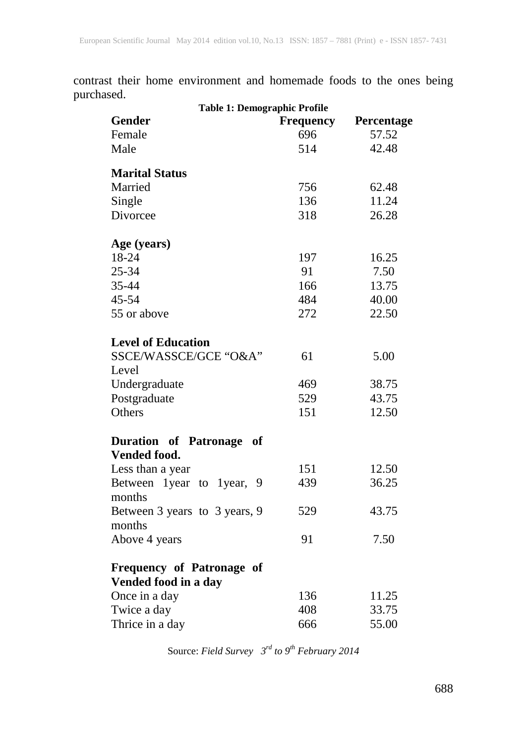contrast their home environment and homemade foods to the ones being purchased.

**Table 1: Demographic Profile**

| **Gender** | **Frequency** | **Percentage** |
|---|---|---|
| Female | 696 | 57.52 |
| Male | 514 | 42.48 |
| **Marital Status** | | |
| Married | 756 | 62.48 |
| Single | 136 | 11.24 |
| Divorcee | 318 | 26.28 |
| **Age (years)** | | |
| 18-24 | 197 | 16.25 |
| 25-34 | 91 | 7.50 |
| 35-44 | 166 | 13.75 |
| 45-54 | 484 | 40.00 |
| 55 or above | 272 | 22.50 |
| **Level of Education** | | |
| SSCE/WASSCE/GCE "O&A" Level | 61 | 5.00 |
| Undergraduate | 469 | 38.75 |
| Postgraduate | 529 | 43.75 |
| Others | 151 | 12.50 |
| **Duration of Patronage of Vended food.** | | |
| Less than a year | 151 | 12.50 |
| Between 1year to 1year, 9 months | 439 | 36.25 |
| Between 3 years to 3 years, 9 months | 529 | 43.75 |
| Above 4 years | 91 | 7.50 |
| **Frequency of Patronage of Vended food in a day** | | |
| Once in a day | 136 | 11.25 |
| Twice a day | 408 | 33.75 |
| Thrice in a day | 666 | 55.00 |

Source: *Field Survey 3rd to 9th February 2014*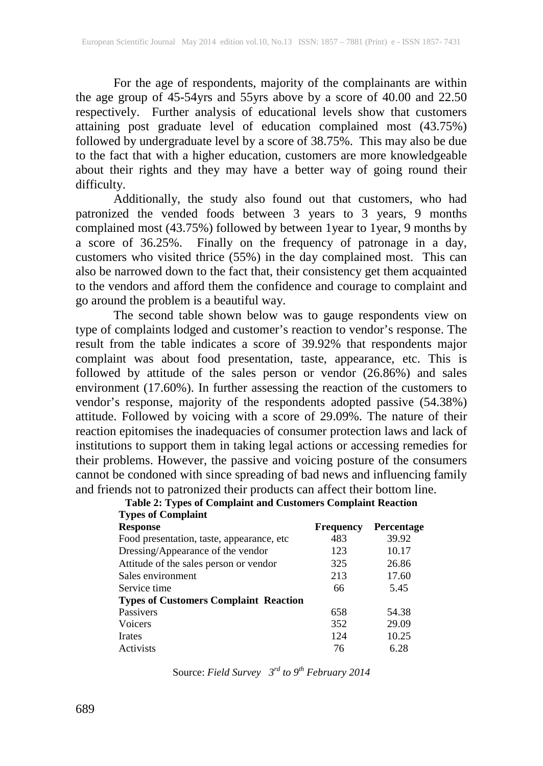For the age of respondents, majority of the complainants are within the age group of 45-54yrs and 55yrs above by a score of 40.00 and 22.50 respectively. Further analysis of educational levels show that customers attaining post graduate level of education complained most (43.75%) followed by undergraduate level by a score of 38.75%. This may also be due to the fact that with a higher education, customers are more knowledgeable about their rights and they may have a better way of going round their difficulty.

Additionally, the study also found out that customers, who had patronized the vended foods between 3 years to 3 years, 9 months complained most (43.75%) followed by between 1year to 1year, 9 months by a score of 36.25%. Finally on the frequency of patronage in a day, customers who visited thrice (55%) in the day complained most. This can also be narrowed down to the fact that, their consistency get them acquainted to the vendors and afford them the confidence and courage to complaint and go around the problem is a beautiful way.

The second table shown below was to gauge respondents view on type of complaints lodged and customer's reaction to vendor's response. The result from the table indicates a score of 39.92% that respondents major complaint was about food presentation, taste, appearance, etc. This is followed by attitude of the sales person or vendor (26.86%) and sales environment (17.60%). In further assessing the reaction of the customers to vendor's response, majority of the respondents adopted passive (54.38%) attitude. Followed by voicing with a score of 29.09%. The nature of their reaction epitomises the inadequacies of consumer protection laws and lack of institutions to support them in taking legal actions or accessing remedies for their problems. However, the passive and voicing posture of the consumers cannot be condoned with since spreading of bad news and influencing family and friends not to patronized their products can affect their bottom line.

**Table 2: Types of Complaint and Customers Complaint Reaction**

| **Types of Complaint** | | |
|---|---|---|
| **Response** | **Frequency** | **Percentage** |
| Food presentation, taste, appearance, etc | 483 | 39.92 |
| Dressing/Appearance of the vendor | 123 | 10.17 |
| Attitude of the sales person or vendor | 325 | 26.86 |
| Sales environment | 213 | 17.60 |
| Service time | 66 | 5.45 |
| **Types of Customers Complaint Reaction** | | |
| Passivers | 658 | 54.38 |
| Voicers | 352 | 29.09 |
| Irates | 124 | 10.25 |
| Activists | 76 | 6.28 |

Source: *Field Survey 3rd to 9th February 2014*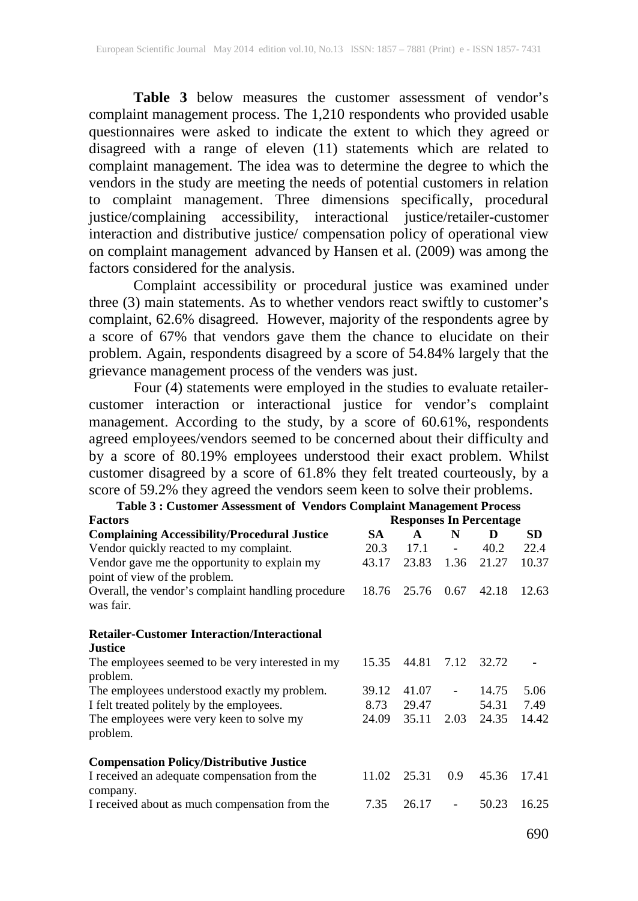**Table 3** below measures the customer assessment of vendor's complaint management process. The 1,210 respondents who provided usable questionnaires were asked to indicate the extent to which they agreed or disagreed with a range of eleven (11) statements which are related to complaint management. The idea was to determine the degree to which the vendors in the study are meeting the needs of potential customers in relation to complaint management. Three dimensions specifically, procedural justice/complaining accessibility, interactional justice/retailer-customer interaction and distributive justice/ compensation policy of operational view on complaint management advanced by Hansen et al. (2009) was among the factors considered for the analysis.

Complaint accessibility or procedural justice was examined under three (3) main statements. As to whether vendors react swiftly to customer's complaint, 62.6% disagreed. However, majority of the respondents agree by a score of 67% that vendors gave them the chance to elucidate on their problem. Again, respondents disagreed by a score of 54.84% largely that the grievance management process of the venders was just.

Four (4) statements were employed in the studies to evaluate retailer-customer interaction or interactional justice for vendor's complaint management. According to the study, by a score of 60.61%, respondents agreed employees/vendors seemed to be concerned about their difficulty and by a score of 80.19% employees understood their exact problem. Whilst customer disagreed by a score of 61.8% they felt treated courteously, by a score of 59.2% they agreed the vendors seem keen to solve their problems.

**Table 3 : Customer Assessment of Vendors Complaint Management Process**

| **Factors** | **Responses In Percentage** | | | | |
|---|---|---|---|---|---|
| **Complaining Accessibility/Procedural Justice** | **SA** | **A** | **N** | **D** | **SD** |
| Vendor quickly reacted to my complaint. | 20.3 | 17.1 | - | 40.2 | 22.4 |
| Vendor gave me the opportunity to explain my point of view of the problem. | 43.17 | 23.83 | 1.36 | 21.27 | 10.37 |
| Overall, the vendor's complaint handling procedure was fair. | 18.76 | 25.76 | 0.67 | 42.18 | 12.63 |
| **Retailer-Customer Interaction/Interactional Justice** | | | | | |
| The employees seemed to be very interested in my problem. | 15.35 | 44.81 | 7.12 | 32.72 | - |
| The employees understood exactly my problem. | 39.12 | 41.07 | - | 14.75 | 5.06 |
| I felt treated politely by the employees. | 8.73 | 29.47 | | 54.31 | 7.49 |
| The employees were very keen to solve my problem. | 24.09 | 35.11 | 2.03 | 24.35 | 14.42 |
| **Compensation Policy/Distributive Justice** | | | | | |
| I received an adequate compensation from the company. | 11.02 | 25.31 | 0.9 | 45.36 | 17.41 |
| I received about as much compensation from the | 7.35 | 26.17 | - | 50.23 | 16.25 |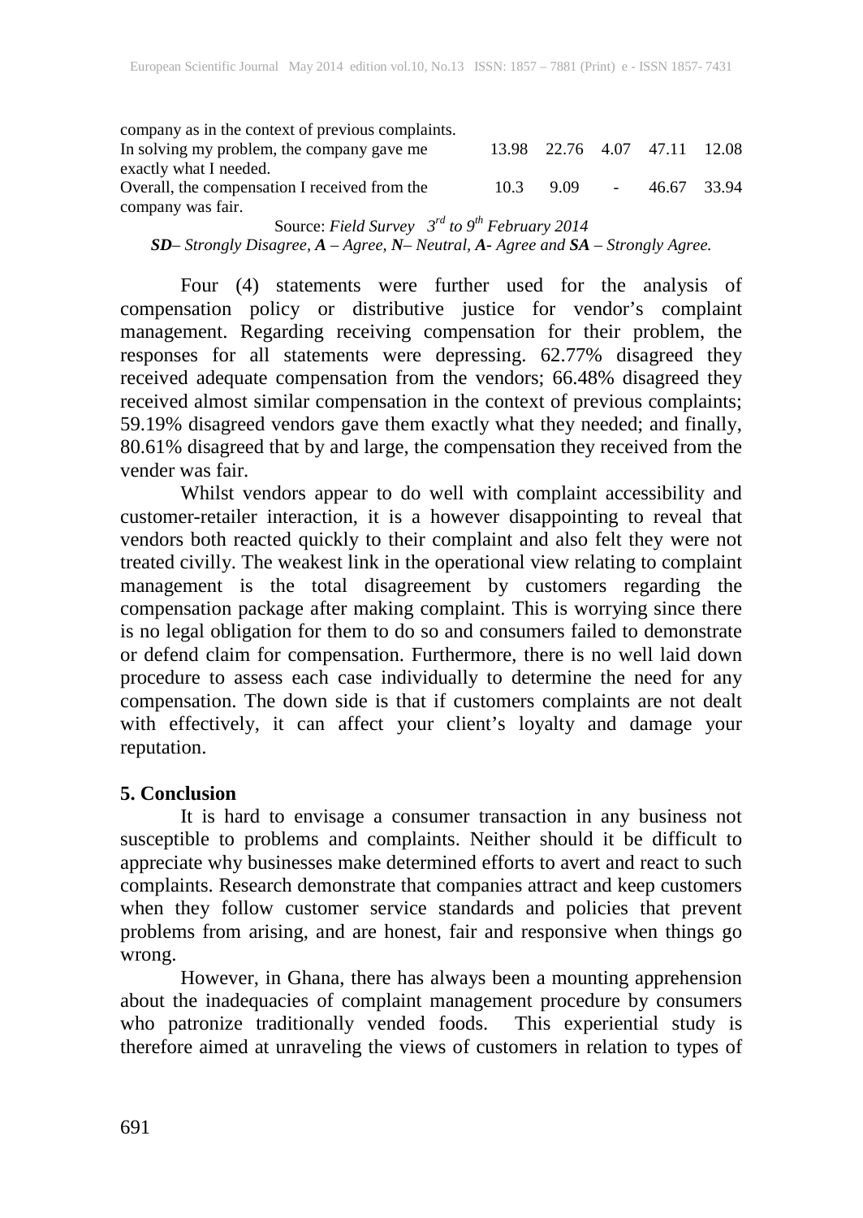| | | | | | |
|---|---|---|---|---|---|
| company as in the context of previous complaints. | | | | | |
| In solving my problem, the company gave me exactly what I needed. | 13.98 | 22.76 | 4.07 | 47.11 | 12.08 |
| Overall, the compensation I received from the company was fair. | 10.3 | 9.09 | - | 46.67 | 33.94 |

Source: *Field Survey 3rd to 9th February 2014*

***SD**– Strongly Disagree, **A** – Agree, **N**– Neutral, **A**- Agree and **SA** – Strongly Agree.*

Four (4) statements were further used for the analysis of compensation policy or distributive justice for vendor's complaint management. Regarding receiving compensation for their problem, the responses for all statements were depressing. 62.77% disagreed they received adequate compensation from the vendors; 66.48% disagreed they received almost similar compensation in the context of previous complaints; 59.19% disagreed vendors gave them exactly what they needed; and finally, 80.61% disagreed that by and large, the compensation they received from the vender was fair.

Whilst vendors appear to do well with complaint accessibility and customer-retailer interaction, it is a however disappointing to reveal that vendors both reacted quickly to their complaint and also felt they were not treated civilly. The weakest link in the operational view relating to complaint management is the total disagreement by customers regarding the compensation package after making complaint. This is worrying since there is no legal obligation for them to do so and consumers failed to demonstrate or defend claim for compensation. Furthermore, there is no well laid down procedure to assess each case individually to determine the need for any compensation. The down side is that if customers complaints are not dealt with effectively, it can affect your client's loyalty and damage your reputation.

## 5. Conclusion

It is hard to envisage a consumer transaction in any business not susceptible to problems and complaints. Neither should it be difficult to appreciate why businesses make determined efforts to avert and react to such complaints. Research demonstrate that companies attract and keep customers when they follow customer service standards and policies that prevent problems from arising, and are honest, fair and responsive when things go wrong.

However, in Ghana, there has always been a mounting apprehension about the inadequacies of complaint management procedure by consumers who patronize traditionally vended foods. This experiential study is therefore aimed at unraveling the views of customers in relation to types of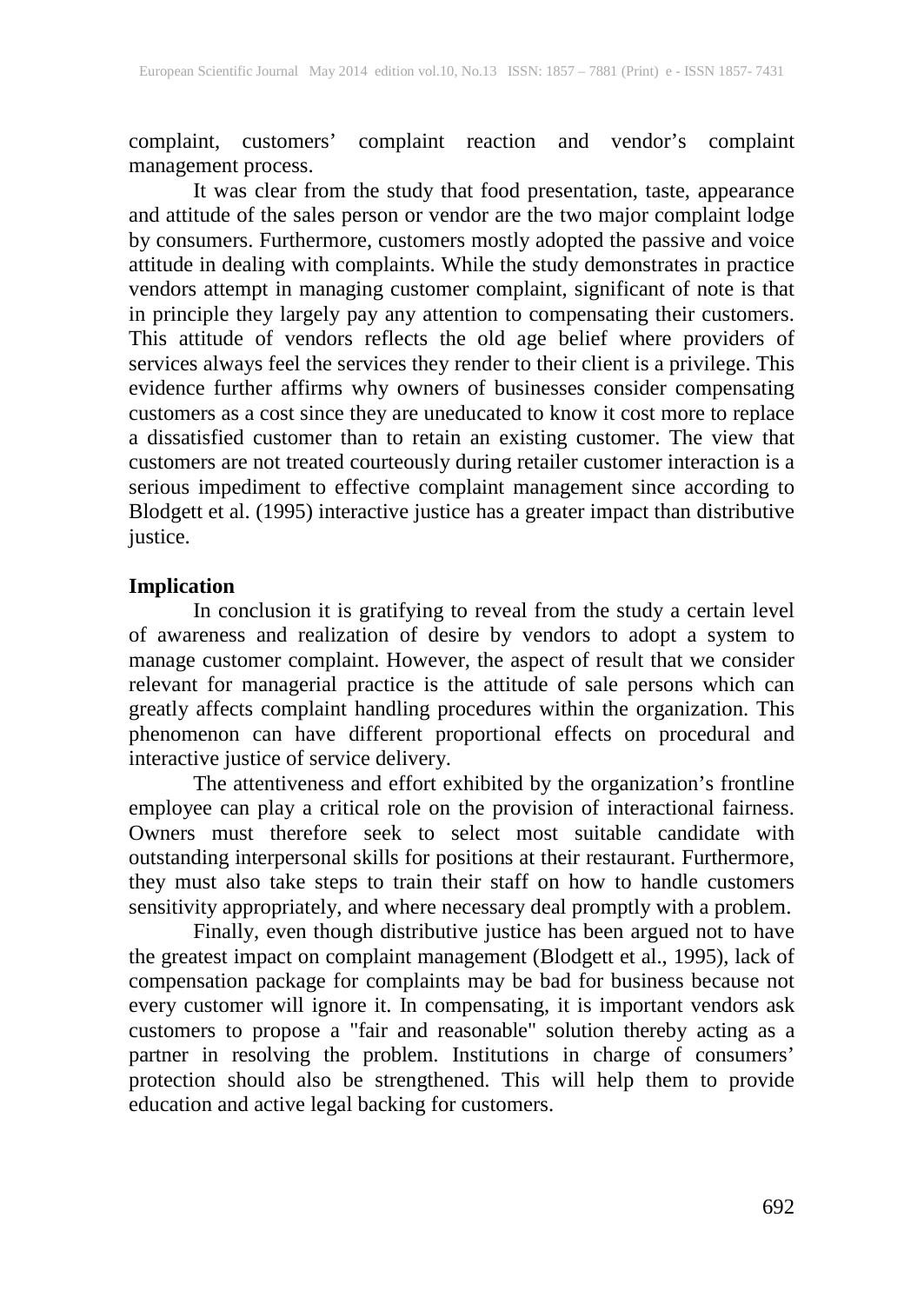complaint, customers' complaint reaction and vendor's complaint management process.

It was clear from the study that food presentation, taste, appearance and attitude of the sales person or vendor are the two major complaint lodge by consumers. Furthermore, customers mostly adopted the passive and voice attitude in dealing with complaints. While the study demonstrates in practice vendors attempt in managing customer complaint, significant of note is that in principle they largely pay any attention to compensating their customers. This attitude of vendors reflects the old age belief where providers of services always feel the services they render to their client is a privilege. This evidence further affirms why owners of businesses consider compensating customers as a cost since they are uneducated to know it cost more to replace a dissatisfied customer than to retain an existing customer. The view that customers are not treated courteously during retailer customer interaction is a serious impediment to effective complaint management since according to Blodgett et al. (1995) interactive justice has a greater impact than distributive justice.

**Implication**

In conclusion it is gratifying to reveal from the study a certain level of awareness and realization of desire by vendors to adopt a system to manage customer complaint. However, the aspect of result that we consider relevant for managerial practice is the attitude of sale persons which can greatly affects complaint handling procedures within the organization. This phenomenon can have different proportional effects on procedural and interactive justice of service delivery.

The attentiveness and effort exhibited by the organization's frontline employee can play a critical role on the provision of interactional fairness. Owners must therefore seek to select most suitable candidate with outstanding interpersonal skills for positions at their restaurant. Furthermore, they must also take steps to train their staff on how to handle customers sensitivity appropriately, and where necessary deal promptly with a problem.

Finally, even though distributive justice has been argued not to have the greatest impact on complaint management (Blodgett et al., 1995), lack of compensation package for complaints may be bad for business because not every customer will ignore it. In compensating, it is important vendors ask customers to propose a "fair and reasonable" solution thereby acting as a partner in resolving the problem. Institutions in charge of consumers' protection should also be strengthened. This will help them to provide education and active legal backing for customers.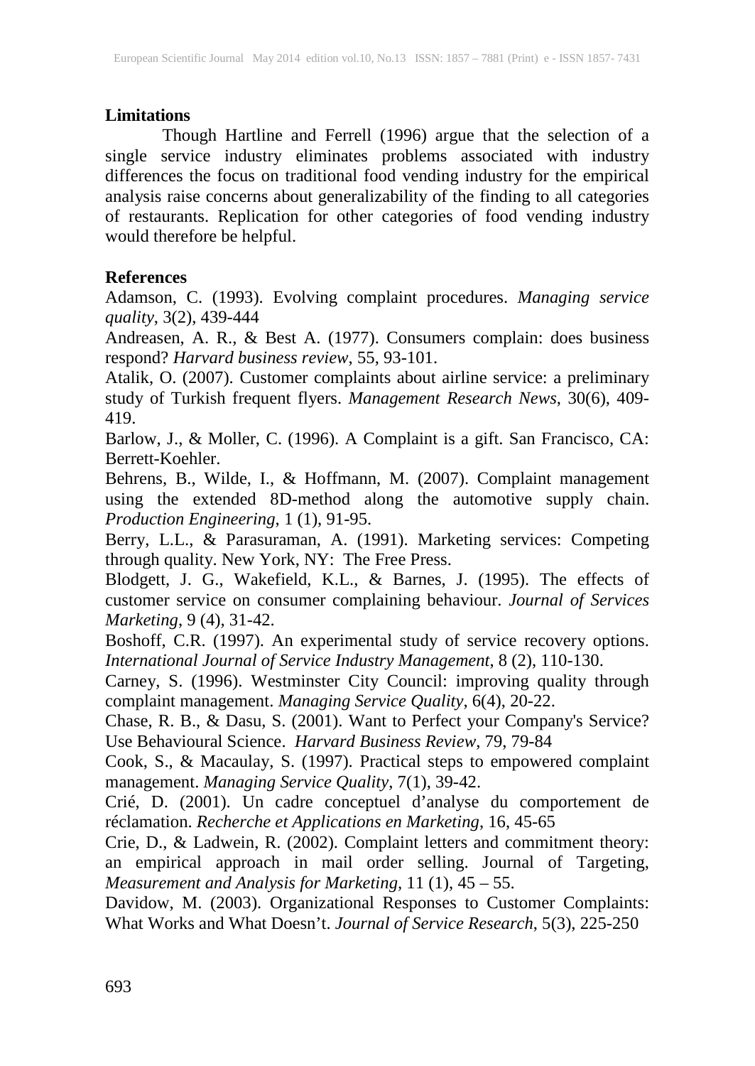## Limitations

Though Hartline and Ferrell (1996) argue that the selection of a single service industry eliminates problems associated with industry differences the focus on traditional food vending industry for the empirical analysis raise concerns about generalizability of the finding to all categories of restaurants. Replication for other categories of food vending industry would therefore be helpful.

## References

Adamson, C. (1993). Evolving complaint procedures. *Managing service quality*, 3(2), 439-444

Andreasen, A. R., & Best A. (1977). Consumers complain: does business respond? *Harvard business review*, 55, 93-101.

Atalik, O. (2007). Customer complaints about airline service: a preliminary study of Turkish frequent flyers. *Management Research News*, 30(6), 409-419.

Barlow, J., & Moller, C. (1996). A Complaint is a gift. San Francisco, CA: Berrett-Koehler.

Behrens, B., Wilde, I., & Hoffmann, M. (2007). Complaint management using the extended 8D-method along the automotive supply chain. *Production Engineering*, 1 (1), 91-95.

Berry, L.L., & Parasuraman, A. (1991). Marketing services: Competing through quality. New York, NY: The Free Press.

Blodgett, J. G., Wakefield, K.L., & Barnes, J. (1995). The effects of customer service on consumer complaining behaviour. *Journal of Services Marketing*, 9 (4), 31-42.

Boshoff, C.R. (1997). An experimental study of service recovery options. *International Journal of Service Industry Management*, 8 (2), 110-130.

Carney, S. (1996). Westminster City Council: improving quality through complaint management. *Managing Service Quality*, 6(4), 20-22.

Chase, R. B., & Dasu, S. (2001). Want to Perfect your Company's Service? Use Behavioural Science. *Harvard Business Review*, 79, 79-84

Cook, S., & Macaulay, S. (1997). Practical steps to empowered complaint management. *Managing Service Quality*, 7(1), 39-42.

Crié, D. (2001). Un cadre conceptuel d'analyse du comportement de réclamation. *Recherche et Applications en Marketing*, 16, 45-65

Crie, D., & Ladwein, R. (2002). Complaint letters and commitment theory: an empirical approach in mail order selling. Journal of Targeting, *Measurement and Analysis for Marketing*, 11 (1), 45 – 55.

Davidow, M. (2003). Organizational Responses to Customer Complaints: What Works and What Doesn't. *Journal of Service Research*, 5(3), 225-250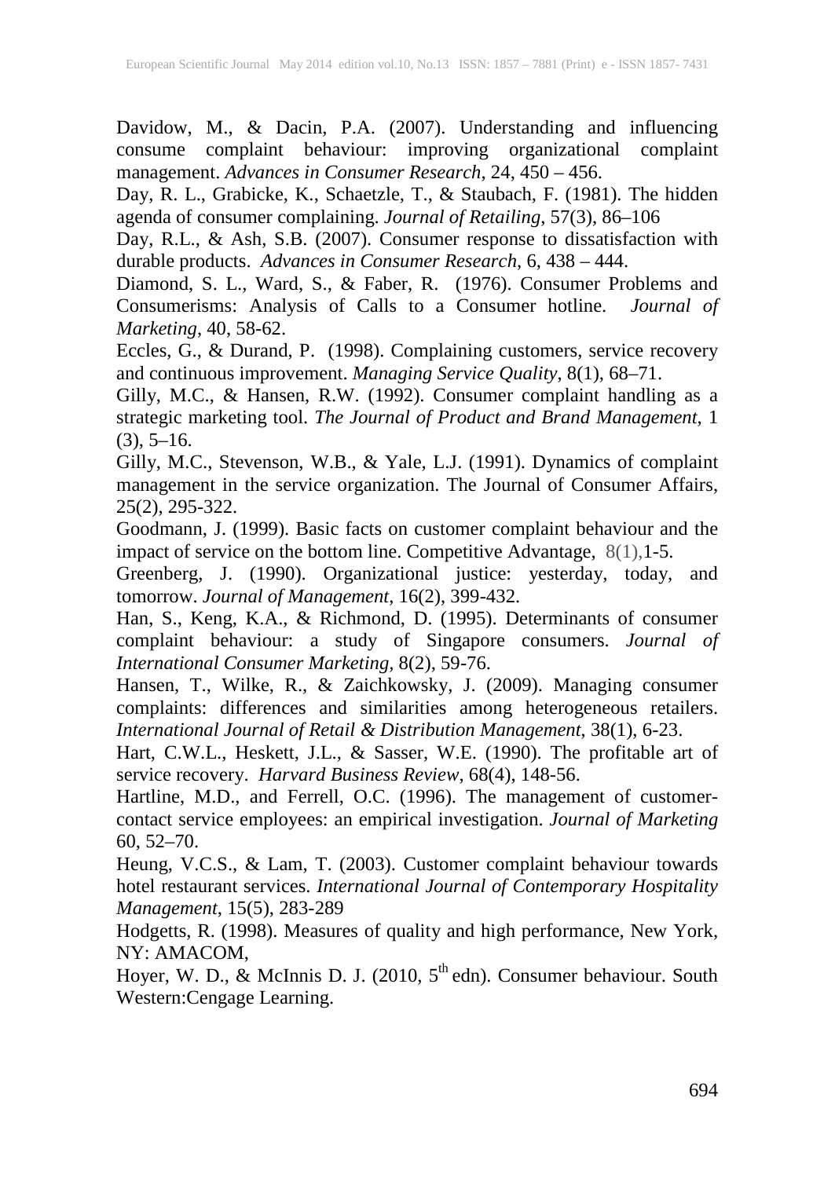Davidow, M., & Dacin, P.A. (2007). Understanding and influencing consume complaint behaviour: improving organizational complaint management. *Advances in Consumer Research*, 24, 450 – 456.

Day, R. L., Grabicke, K., Schaetzle, T., & Staubach, F. (1981). The hidden agenda of consumer complaining. *Journal of Retailing*, 57(3), 86–106

Day, R.L., & Ash, S.B. (2007). Consumer response to dissatisfaction with durable products. *Advances in Consumer Research*, 6, 438 – 444.

Diamond, S. L., Ward, S., & Faber, R. (1976). Consumer Problems and Consumerisms: Analysis of Calls to a Consumer hotline. *Journal of Marketing*, 40, 58-62.

Eccles, G., & Durand, P. (1998). Complaining customers, service recovery and continuous improvement. *Managing Service Quality*, 8(1), 68–71.

Gilly, M.C., & Hansen, R.W. (1992). Consumer complaint handling as a strategic marketing tool. *The Journal of Product and Brand Management*, 1 (3), 5–16.

Gilly, M.C., Stevenson, W.B., & Yale, L.J. (1991). Dynamics of complaint management in the service organization. The Journal of Consumer Affairs, 25(2), 295-322.

Goodmann, J. (1999). Basic facts on customer complaint behaviour and the impact of service on the bottom line. Competitive Advantage, 8(1),1-5.

Greenberg, J. (1990). Organizational justice: yesterday, today, and tomorrow. *Journal of Management*, 16(2), 399-432.

Han, S., Keng, K.A., & Richmond, D. (1995). Determinants of consumer complaint behaviour: a study of Singapore consumers. *Journal of International Consumer Marketing*, 8(2), 59-76.

Hansen, T., Wilke, R., & Zaichkowsky, J. (2009). Managing consumer complaints: differences and similarities among heterogeneous retailers. *International Journal of Retail & Distribution Management*, 38(1), 6-23.

Hart, C.W.L., Heskett, J.L., & Sasser, W.E. (1990). The profitable art of service recovery. *Harvard Business Review*, 68(4), 148-56.

Hartline, M.D., and Ferrell, O.C. (1996). The management of customer-contact service employees: an empirical investigation. *Journal of Marketing* 60, 52–70.

Heung, V.C.S., & Lam, T. (2003). Customer complaint behaviour towards hotel restaurant services. *International Journal of Contemporary Hospitality Management*, 15(5), 283-289

Hodgetts, R. (1998). Measures of quality and high performance, New York, NY: AMACOM,

Hoyer, W. D., & McInnis D. J. (2010, 5th edn). Consumer behaviour. South Western:Cengage Learning.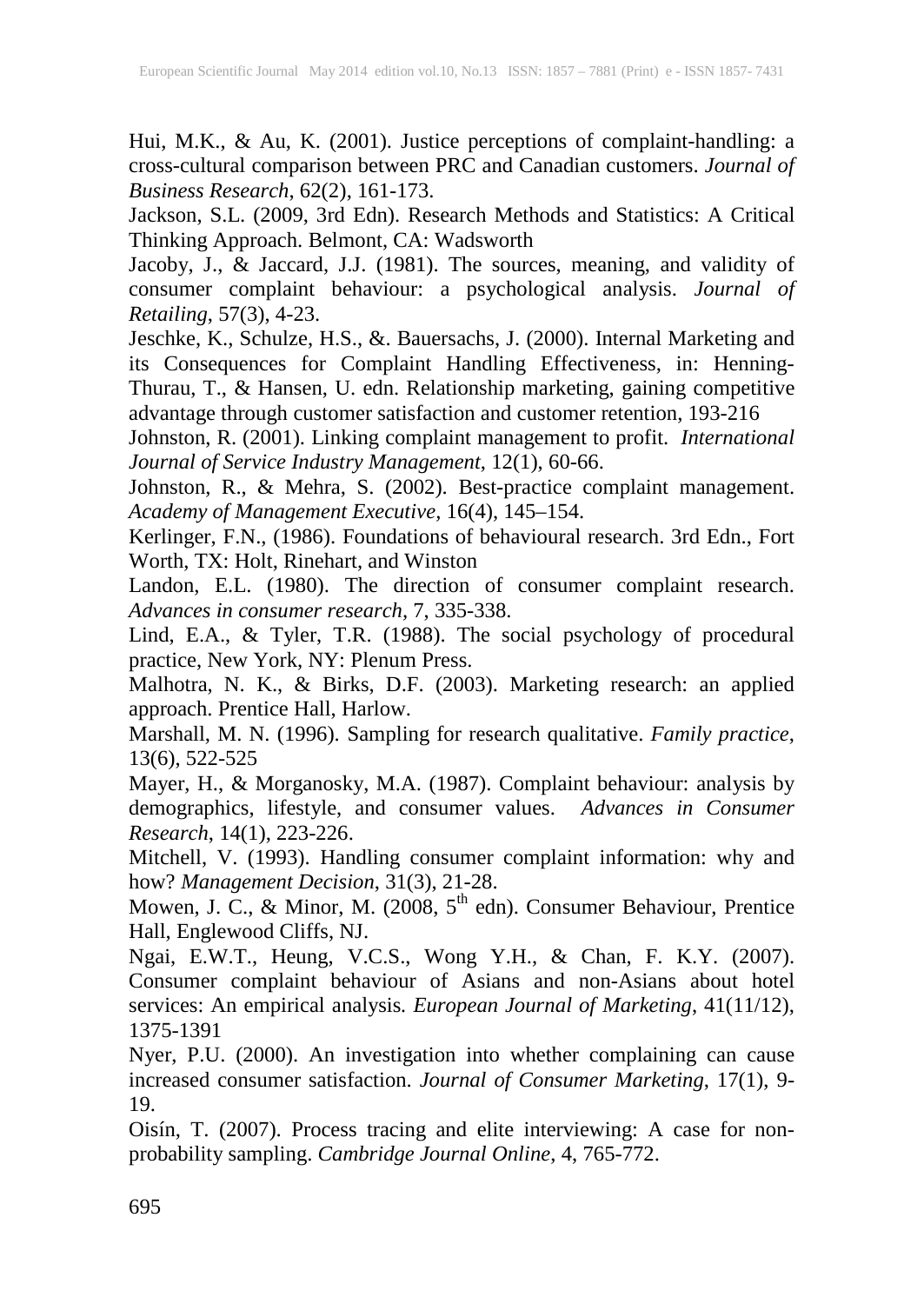Hui, M.K., & Au, K. (2001). Justice perceptions of complaint-handling: a cross-cultural comparison between PRC and Canadian customers. *Journal of Business Research*, 62(2), 161-173.

Jackson, S.L. (2009, 3rd Edn). Research Methods and Statistics: A Critical Thinking Approach. Belmont, CA: Wadsworth

Jacoby, J., & Jaccard, J.J. (1981). The sources, meaning, and validity of consumer complaint behaviour: a psychological analysis. *Journal of Retailing*, 57(3), 4-23.

Jeschke, K., Schulze, H.S., &. Bauersachs, J. (2000). Internal Marketing and its Consequences for Complaint Handling Effectiveness, in: Henning-Thurau, T., & Hansen, U. edn. Relationship marketing, gaining competitive advantage through customer satisfaction and customer retention, 193-216

Johnston, R. (2001). Linking complaint management to profit. *International Journal of Service Industry Management*, 12(1), 60-66.

Johnston, R., & Mehra, S. (2002). Best-practice complaint management. *Academy of Management Executive*, 16(4), 145–154.

Kerlinger, F.N., (1986). Foundations of behavioural research. 3rd Edn., Fort Worth, TX: Holt, Rinehart, and Winston

Landon, E.L. (1980). The direction of consumer complaint research. *Advances in consumer research*, 7, 335-338.

Lind, E.A., & Tyler, T.R. (1988). The social psychology of procedural practice, New York, NY: Plenum Press.

Malhotra, N. K., & Birks, D.F. (2003). Marketing research: an applied approach. Prentice Hall, Harlow.

Marshall, M. N. (1996). Sampling for research qualitative. *Family practice*, 13(6), 522-525

Mayer, H., & Morganosky, M.A. (1987). Complaint behaviour: analysis by demographics, lifestyle, and consumer values. *Advances in Consumer Research*, 14(1), 223-226.

Mitchell, V. (1993). Handling consumer complaint information: why and how? *Management Decision*, 31(3), 21-28.

Mowen, J. C., & Minor, M. (2008, 5th edn). Consumer Behaviour, Prentice Hall, Englewood Cliffs, NJ.

Ngai, E.W.T., Heung, V.C.S., Wong Y.H., & Chan, F. K.Y. (2007). Consumer complaint behaviour of Asians and non-Asians about hotel services: An empirical analysis. *European Journal of Marketing*, 41(11/12), 1375-1391

Nyer, P.U. (2000). An investigation into whether complaining can cause increased consumer satisfaction. *Journal of Consumer Marketing*, 17(1), 9-19.

Oisín, T. (2007). Process tracing and elite interviewing: A case for non-probability sampling. *Cambridge Journal Online*, 4, 765-772.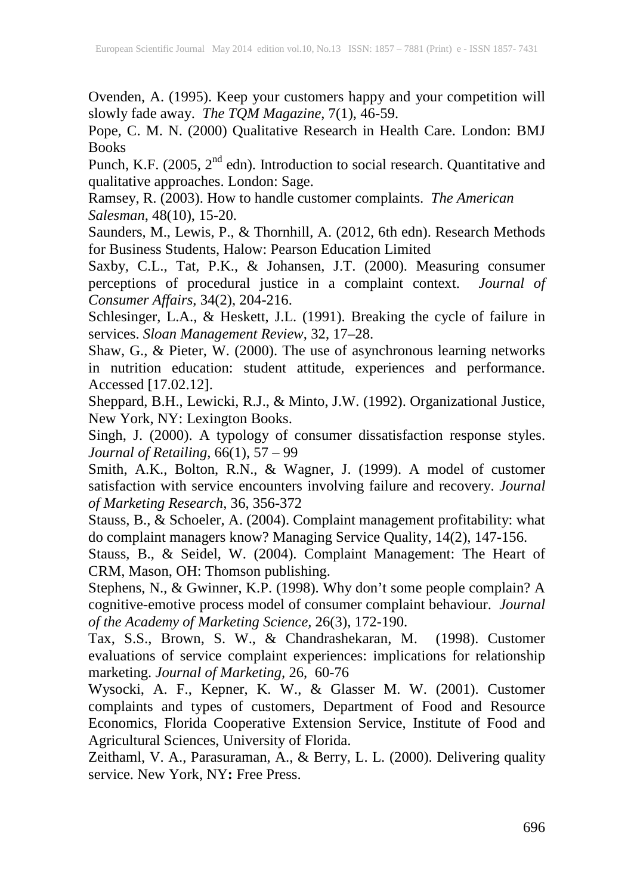Ovenden, A. (1995). Keep your customers happy and your competition will slowly fade away. *The TQM Magazine*, 7(1), 46-59.

Pope, C. M. N. (2000) Qualitative Research in Health Care. London: BMJ Books

Punch, K.F. (2005, 2nd edn). Introduction to social research. Quantitative and qualitative approaches. London: Sage.

Ramsey, R. (2003). How to handle customer complaints. *The American Salesman*, 48(10), 15-20.

Saunders, M., Lewis, P., & Thornhill, A. (2012, 6th edn). Research Methods for Business Students, Halow: Pearson Education Limited

Saxby, C.L., Tat, P.K., & Johansen, J.T. (2000). Measuring consumer perceptions of procedural justice in a complaint context. *Journal of Consumer Affairs*, 34(2), 204-216.

Schlesinger, L.A., & Heskett, J.L. (1991). Breaking the cycle of failure in services. *Sloan Management Review*, 32, 17–28.

Shaw, G., & Pieter, W. (2000). The use of asynchronous learning networks in nutrition education: student attitude, experiences and performance. Accessed [17.02.12].

Sheppard, B.H., Lewicki, R.J., & Minto, J.W. (1992). Organizational Justice, New York, NY: Lexington Books.

Singh, J. (2000). A typology of consumer dissatisfaction response styles. *Journal of Retailing*, 66(1), 57 – 99

Smith, A.K., Bolton, R.N., & Wagner, J. (1999). A model of customer satisfaction with service encounters involving failure and recovery. *Journal of Marketing Research*, 36, 356-372

Stauss, B., & Schoeler, A. (2004). Complaint management profitability: what do complaint managers know? Managing Service Quality, 14(2), 147-156.

Stauss, B., & Seidel, W. (2004). Complaint Management: The Heart of CRM, Mason, OH: Thomson publishing.

Stephens, N., & Gwinner, K.P. (1998). Why don't some people complain? A cognitive-emotive process model of consumer complaint behaviour. *Journal of the Academy of Marketing Science*, 26(3), 172-190.

Tax, S.S., Brown, S. W., & Chandrashekaran, M. (1998). Customer evaluations of service complaint experiences: implications for relationship marketing. *Journal of Marketing*, 26, 60-76

Wysocki, A. F., Kepner, K. W., & Glasser M. W. (2001). Customer complaints and types of customers, Department of Food and Resource Economics, Florida Cooperative Extension Service, Institute of Food and Agricultural Sciences, University of Florida.

Zeithaml, V. A., Parasuraman, A., & Berry, L. L. (2000). Delivering quality service. New York, NY**:** Free Press.